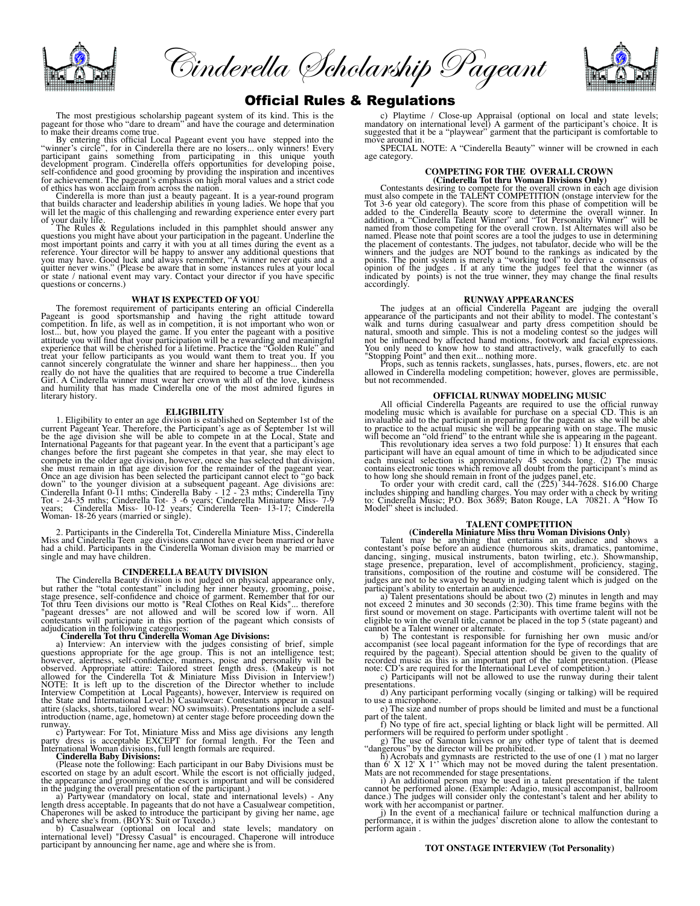# Cinderella Scholarship Pageant

## Official Rules & Regulations

The most prestigious scholarship pageant system of its kind. This is the pageant for those who "dare to dream" and have the courage and determination to make their dreams come true.

By entering this official Local Pageant event you have stepped into the "winner's circle", for in Cinderella there are no losers... only winners! Every participant gains something from participating in this unique youth development program. Cinderella offers opportunities for developing poise, self-confidence and good grooming by providing the inspiration and incentives for achievement. The pageant's emphasis on high moral values and a strict code of ethics has won acclaim from across the nation.

Cinderella is more than just a beauty pageant. It is a year-round program that builds character and leadership abilities in young ladies. We hope that you will let the magic of this challenging and rewarding experience enter every part of your daily life.

The Rules & Regulations included in this pamphlet should answer any questions you might have about your participation in the pageant. Underline the most important points and carry it with you at all times during the event as a reference. Your director will be happy to answer any additional questions that you may have. Good luck and always remember, "A winner never quits and a quitter never wins." (Please be aware that in some instances rules at your local or state / national event may vary. Contact your director if you have specific questions or concerns.)

### WHAT IS EXPECTED OF YOU

The foremost requirement of participants entering an official Cinderella Pageant is good sportsmanship and having the right attitude toward competition. In life, as well as in competition, it is not important who won or lost... but, how you played the game. If you enter the pageant with a positive attitude you will find that your participation will be a rewarding and meaningful experience that will be cherished for a lifetime. Practice the "Golden Rule" and treat your fellow participants as you would want them to treat you. If you cannot sincerely congratulate the winner and share her happiness... then you really do not have the qualities that are required to become a true Cinderella Girl. A Cinderella winner must wear her crown with all of the love, kindness and humility that has made Cinderella one of the most admired figures in literary history.

### ELIGIBILITY

1. Eligibility to enter an age division is established on September 1st of the current Pageant Year. Therefore, the Participant's age as of September 1st will be the age division she will be able to compete in at the Local, State and International Pageants for that pageant year. In the event that a participant's age changes before the first pageant she competes in that year, she may elect to compete in the older age division, however, once she has selected that division, she must remain in that age division for the remainder of the pageant year. Once an age division has been selected the participant cannot elect to "go back down" to the younger division at a subsequent pageant. Age divisions are: Cinderella Infant 0-11 mths; Cinderella Baby - 12 - 23 mths; Cinderella Tiny Tot - 24-35 mths; Cinderella Tot- 3 -6 years; Cinderella Miniature Miss- 7-9 years; Cinderella Miss- 10-12 years; Cinderella Teen- 13-17; Cinderella Woman- 18-26 years (married or single).

2. Participants in the Cinderella Tot, Cinderella Miniature Miss, Cinderella Miss and Cinderella Teen age divisions cannot have ever been married or have had a child. Participants in the Cinderella Woman division may be married or single and may have children.

### CINDERELLA BEAUTY DIVISION

The Cinderella Beauty division is not judged on physical appearance only, but rather the "total contestant" including her inner beauty, grooming, poise, stage presence, self-confidence and choice of garment. Remember that for our Tot thru Teen divisions our motto is "Real Clothes on Real Kids"... therefore "pageant dresses" are not allowed and will be scored low if worn. All contestants will participate in this portion of the pageant which consists of adjudication in the following categories:

**Cinderella Tot thru Cinderella Woman Age Divisions:**

a) Interview: An interview with the judges consisting of brief, simple questions appropriate for the age group. This is not an intelligence test; however, alertness, self-confidence, manners, poise and personality will be observed. Appropriate attire: Tailored street length dress. (Makeup is not allowed for the Cinderella Tot & Miniature Miss Division in Interview!) NOTE: It is left up to the discretion of the Director whether to include Interview Competition at Local Pageants), however, Interview is required on the State and International Level.b) Casualwear: Contestants appear in casual attire (slacks, shorts, tailored wear: NO swimsuits). Presentations include a self-introduction (name, age, hometown) at center stage before proceeding down the runway.

c) Partywear: For Tot, Miniature Miss and Miss age divisions any length party dress is acceptable EXCEPT for formal length. For the Teen and International Woman divisions, full length formals are required.

**Cinderella Baby Divisions:**

(Please note the following: Each participant in our Baby Divisions must be escorted on stage by an adult escort. While the escort is not officially judged, the appearance and grooming of the escort is important and will be considered in the judging the overall presentation of the participant.)

a) Partywear (mandatory on local, state and international levels) - Any length dress acceptable. In pageants that do not have a Casualwear competition, Chaperones will be asked to introduce the participant by giving her name, age and where she's from. (BOYS: Suit or Tuxedo.)

b) Casualwear (optional on local and state levels; mandatory on international level) "Dressy Casual" is encouraged. Chaperone will introduce participant by announcing her name, age and where she is from.

c) Playtime / Close-up Appraisal (optional on local and state levels; mandatory on international level) A garment of the participant's choice. It is suggested that it be a "playwear" garment that the participant is comfortable to move around in.

SPECIAL NOTE: A "Cinderella Beauty" winner will be crowned in each age category.

### COMPETING FOR THE OVERALL CROWN
**(Cinderella Tot thru Woman Divisions Only)**

Contestants desiring to compete for the overall crown in each age division must also compete in the TALENT COMPETITION (onstage interview for the Tot 3-6 year old category). The score from this phase of competition will be added to the Cinderella Beauty score to determine the overall winner. In addition, a "Cinderella Talent Winner" and "Tot Personality Winner" will be named from those competing for the overall crown. 1st Alternates will also be named. Please note that point scores are a tool the judges to use in determining the placement of contestants. The judges, not tabulator, decide who will be the winners and the judges are NOT bound to the rankings as indicated by the points. The point system is merely a "working tool" to derive a consensus of opinion of the judges . If at any time the judges feel that the winner (as indicated by points) is not the true winner, they may change the final results accordingly.

### RUNWAY APPEARANCES

The judges at an official Cinderella Pageant are judging the overall appearance of the participants and not their ability to model. The contestant's walk and turns during casualwear and party dress competition should be natural, smooth and simple. This is not a modeling contest so the judges will not be influenced by affected hand motions, footwork and facial expressions. You only need to know how to stand attractively, walk gracefully to each "Stopping Point" and then exit... nothing more.

Props, such as tennis rackets, sunglasses, hats, purses, flowers, etc. are not allowed in Cinderella modeling competition; however, gloves are permissible, but not recommended.

### OFFICIAL RUNWAY MODELING MUSIC

All official Cinderella Pageants are required to use the official runway modeling music which is available for purchase on a special CD. This is an invaluable aid to the participant in preparing for the pageant as she will be able to practice to the actual music she will be appearing with on stage. The music will become an "old friend" to the entrant while she is appearing in the pageant.

This revolutionary idea serves a two fold purpose: 1) It ensures that each participant will have an equal amount of time in which to be adjudicated since each musical selection is approximately 45 seconds long. (2) The music contains electronic tones which remove all doubt from the participant's mind as to how long she should remain in front of the judges panel, etc.

To order your with credit card, call the (225) 344-7628. $16.00 Charge includes shipping and handling charges. You may order with a check by writing to: Cinderella Music; P.O. Box 3689; Baton Rouge, LA 70821. A "How To Model" sheet is included.

### TALENT COMPETITION
**(Cinderella Miniature Miss thru Woman Divisions Only)**

Talent may be anything that entertains an audience and shows a contestant's poise before an audience (humorous skits, dramatics, pantomime, dancing, singing, musical instruments, baton twirling, etc.). Showmanship, stage presence, preparation, level of accomplishment, proficiency, staging, transitions, composition of the routine and costume will be considered. The judges are not to be swayed by beauty in judging talent which is judged on the participant's ability to entertain an audience.

a) Talent presentations should be about two (2) minutes in length and may not exceed 2 minutes and 30 seconds (2:30). This time frame begins with the first sound or movement on stage. Participants with overtime talent will not be eligible to win the overall title, cannot be placed in the top 5 (state pageant) and cannot be a Talent winner or alternate.

b) The contestant is responsible for furnishing her own music and/or accompanist (see local pageant information for the type of recordings that are required by the pageant). Special attention should be given to the quality of recorded music as this is an important part of the talent presentation. (Please note: CD's are required for the International Level of competition.)

c) Participants will not be allowed to use the runway during their talent presentations.

d) Any participant performing vocally (singing or talking) will be required to use a microphone.

e) The size and number of props should be limited and must be a functional part of the talent.

f) No type of fire act, special lighting or black light will be permitted. All performers will be required to perform under spotlight .

g) The use of Samoan knives or any other type of talent that is deemed "dangerous" by the director will be prohibited.

h) Acrobats and gymnasts are restricted to the use of one (1 ) mat no larger than 6' X 12' X 1'' which may not be moved during the talent presentation. Mats are not recommended for stage presentations.

i) An additional person may be used in a talent presentation if the talent cannot be performed alone. (Example: Adagio, musical accompanist, ballroom dance.) The judges will consider only the contestant's talent and her ability to work with her accompanist or partner.

j) In the event of a mechanical failure or technical malfunction during a performance, it is within the judges' discretion alone to allow the contestant to perform again .

### TOT ONSTAGE INTERVIEW (Tot Personality)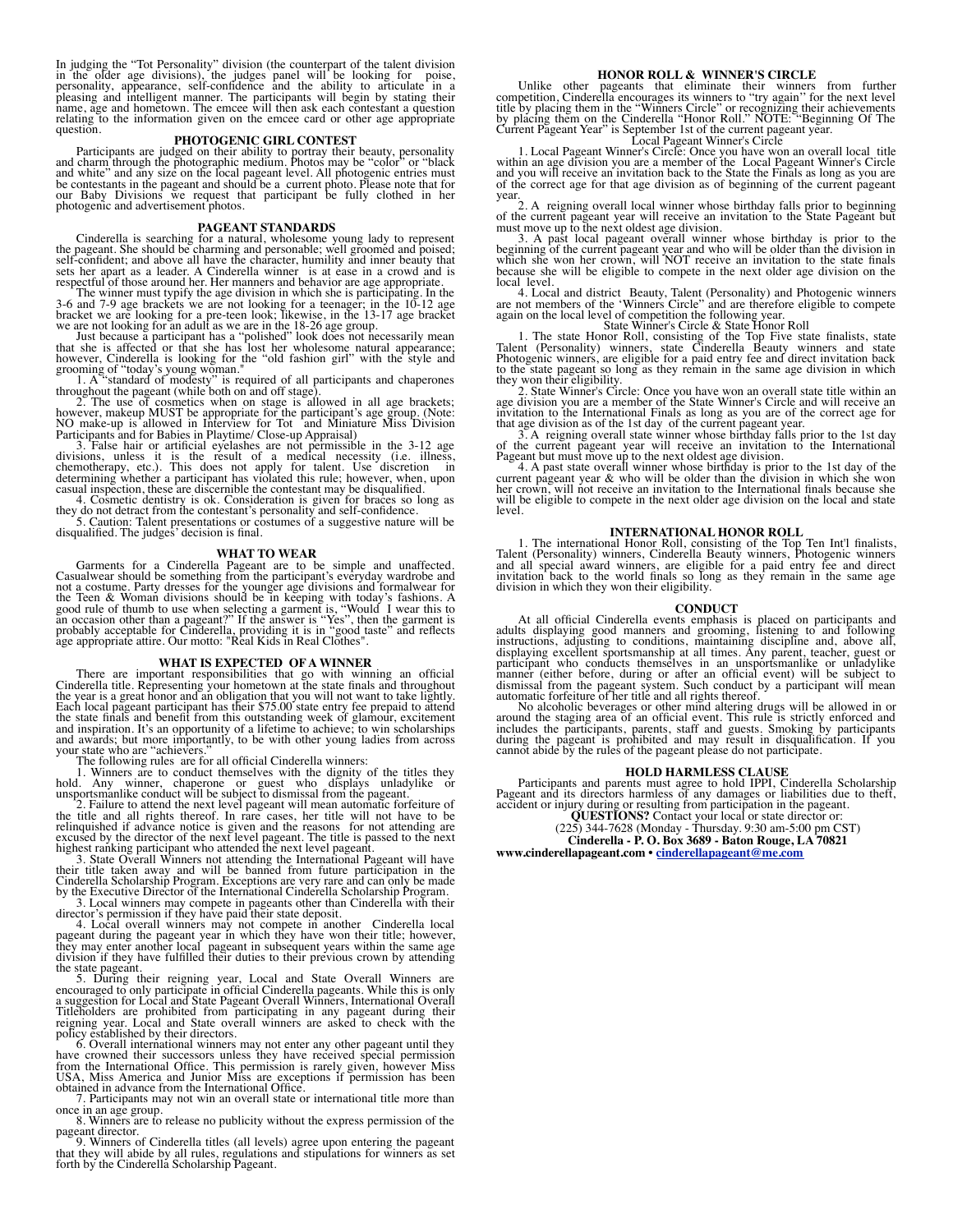In judging the "Tot Personality" division (the counterpart of the talent division in the older age divisions), the judges panel will be looking for poise, personality, appearance, self-confidence and the ability to articulate in a pleasing and intelligent manner. The participants will begin by stating their name, age and hometown. The emcee will then ask each contestant a question relating to the information given on the emcee card or other age appropriate question.

## PHOTOGENIC GIRL CONTEST

Participants are judged on their ability to portray their beauty, personality and charm through the photographic medium. Photos may be "color" or "black and white" and any size on the local pageant level. All photogenic entries must be contestants in the pageant and should be a current photo. Please note that for our Baby Divisions we request that participant be fully clothed in her photogenic and advertisement photos.

## PAGEANT STANDARDS

Cinderella is searching for a natural, wholesome young lady to represent the pageant. She should be charming and personable; well groomed and poised; self-confident; and above all have the character, humility and inner beauty that sets her apart as a leader. A Cinderella winner is at ease in a crowd and is respectful of those around her. Her manners and behavior are age appropriate.

The winner must typify the age division in which she is participating. In the 3-6 and 7-9 age brackets we are not looking for a teenager; in the 10-12 age bracket we are looking for a pre-teen look; likewise, in the 13-17 age bracket we are not looking for an adult as we are in the 18-26 age group.

Just because a participant has a "polished" look does not necessarily mean that she is affected or that she has lost her wholesome natural appearance; however, Cinderella is looking for the "old fashion girl" with the style and grooming of "today's young woman."

1. A "standard of modesty" is required of all participants and chaperones throughout the pageant (while both on and off stage).

2. The use of cosmetics when on stage is allowed in all age brackets; however, makeup MUST be appropriate for the participant's age group. (Note: NO make-up is allowed in Interview for Tot and Miniature Miss Division Participants and for Babies in Playtime/ Close-up Appraisal)

3. False hair or artificial eyelashes are not permissible in the 3-12 age divisions, unless it is the result of a medical necessity (i.e. illness, chemotherapy, etc.). This does not apply for talent. Use discretion in determining whether a participant has violated this rule; however, when, upon casual inspection, these are discernible the contestant may be disqualified.

4. Cosmetic dentistry is ok. Consideration is given for braces so long as they do not detract from the contestant's personality and self-confidence.

5. Caution: Talent presentations or costumes of a suggestive nature will be disqualified. The judges' decision is final.

## WHAT TO WEAR

Garments for a Cinderella Pageant are to be simple and unaffected. Casualwear should be something from the participant's everyday wardrobe and not a costume. Party dresses for the younger age divisions and formalwear for the Teen & Woman divisions should be in keeping with today's fashions. A good rule of thumb to use when selecting a garment is, "Would I wear this to an occasion other than a pageant?" If the answer is "Yes", then the garment is probably acceptable for Cinderella, providing it is in "good taste" and reflects age appropriate attire. Our motto: "Real Kids in Real Clothes".

## WHAT IS EXPECTED OF A WINNER

There are important responsibilities that go with winning an official Cinderella title. Representing your hometown at the state finals and throughout the year is a great honor and an obligation that you will not want to take lightly. Each local pageant participant has their $75.00 state entry fee prepaid to attend the state finals and benefit from this outstanding week of glamour, excitement and inspiration. It's an opportunity of a lifetime to achieve; to win scholarships and awards; but more importantly, to be with other young ladies from across your state who are "achievers."

The following rules are for all official Cinderella winners:

1. Winners are to conduct themselves with the dignity of the titles they hold. Any winner, chaperone or guest who displays unladylike or unsportsmanlike conduct will be subject to dismissal from the pageant.

2. Failure to attend the next level pageant will mean automatic forfeiture of the title and all rights thereof. In rare cases, her title will not have to be relinquished if advance notice is given and the reasons for not attending are excused by the director of the next level pageant. The title is passed to the next highest ranking participant who attended the next level pageant.

3. State Overall Winners not attending the International Pageant will have their title taken away and will be banned from future participation in the Cinderella Scholarship Program. Exceptions are very rare and can only be made by the Executive Director of the International Cinderella Scholarship Program.

3. Local winners may compete in pageants other than Cinderella with their director's permission if they have paid their state deposit.

4. Local overall winners may not compete in another Cinderella local pageant during the pageant year in which they have won their title; however, they may enter another local pageant in subsequent years within the same age division if they have fulfilled their duties to their previous crown by attending the state pageant.

5. During their reigning year, Local and State Overall Winners are encouraged to only participate in official Cinderella pageants. While this is only a suggestion for Local and State Pageant Overall Winners, International Overall Titleholders are prohibited from participating in any pageant during their reigning year. Local and State overall winners are asked to check with the policy established by their directors.

6. Overall international winners may not enter any other pageant until they have crowned their successors unless they have received special permission from the International Office. This permission is rarely given, however Miss USA, Miss America and Junior Miss are exceptions if permission has been obtained in advance from the International Office.

7. Participants may not win an overall state or international title more than once in an age group.

8. Winners are to release no publicity without the express permission of the pageant director.

9. Winners of Cinderella titles (all levels) agree upon entering the pageant that they will abide by all rules, regulations and stipulations for winners as set forth by the Cinderella Scholarship Pageant.

## HONOR ROLL & WINNER'S CIRCLE

Unlike other pageants that eliminate their winners from further competition, Cinderella encourages its winners to "try again" for the next level title by placing them in the "Winners Circle" or recognizing their achievements by placing them on the Cinderella "Honor Roll." NOTE: "Beginning Of The Current Pageant Year" is September 1st of the current pageant year.

### Local Pageant Winner's Circle

1. Local Pageant Winner's Circle: Once you have won an overall local title within an age division you are a member of the Local Pageant Winner's Circle and you will receive an invitation back to the State the Finals as long as you are of the correct age for that age division as of beginning of the current pageant year.

2. A reigning overall local winner whose birthday falls prior to beginning of the current pageant year will receive an invitation to the State Pageant but must move up to the next oldest age division.

3. A past local pageant overall winner whose birthday is prior to the beginning of the current pageant year and who will be older than the division in which she won her crown, will NOT receive an invitation to the state finals because she will be eligible to compete in the next older age division on the local level.

4. Local and district Beauty, Talent (Personality) and Photogenic winners are not members of the 'Winners Circle" and are therefore eligible to compete again on the local level of competition the following year.

### State Winner's Circle & State Honor Roll

1. The state Honor Roll, consisting of the Top Five state finalists, state Talent (Personality) winners, state Cinderella Beauty winners and state Photogenic winners, are eligible for a paid entry fee and direct invitation back to the state pageant so long as they remain in the same age division in which they won their eligibility.

2. State Winner's Circle: Once you have won an overall state title within an age division you are a member of the State Winner's Circle and will receive an invitation to the International Finals as long as you are of the correct age for that age division as of the 1st day of the current pageant year.

3. A reigning overall state winner whose birthday falls prior to the 1st day of the current pageant year will receive an invitation to the International Pageant but must move up to the next oldest age division.

4. A past state overall winner whose birthday is prior to the 1st day of the current pageant year & who will be older than the division in which she won her crown, will not receive an invitation to the International finals because she will be eligible to compete in the next older age division on the local and state level.

## INTERNATIONAL HONOR ROLL

1. The international Honor Roll, consisting of the Top Ten Int'l finalists, Talent (Personality) winners, Cinderella Beauty winners, Photogenic winners and all special award winners, are eligible for a paid entry fee and direct invitation back to the world finals so long as they remain in the same age division in which they won their eligibility.

## CONDUCT

At all official Cinderella events emphasis is placed on participants and adults displaying good manners and grooming, listening to and following instructions, adjusting to conditions, maintaining discipline and, above all, displaying excellent sportsmanship at all times. Any parent, teacher, guest or participant who conducts themselves in an unsportsmanlike or unladylike manner (either before, during or after an official event) will be subject to dismissal from the pageant system. Such conduct by a participant will mean automatic forfeiture of her title and all rights thereof.

No alcoholic beverages or other mind altering drugs will be allowed in or around the staging area of an official event. This rule is strictly enforced and includes the participants, parents, staff and guests. Smoking by participants during the pageant is prohibited and may result in disqualification. If you cannot abide by the rules of the pageant please do not participate.

## HOLD HARMLESS CLAUSE

Participants and parents must agree to hold IPPI, Cinderella Scholarship Pageant and its directors harmless of any damages or liabilities due to theft, accident or injury during or resulting from participation in the pageant.

**QUESTIONS?** Contact your local or state director or:

(225) 344-7628 (Monday - Thursday. 9:30 am-5:00 pm CST)

**Cinderella - P. O. Box 3689 - Baton Rouge, LA 70821**

**www.cinderellapageant.com • cinderellapageant@me.com**